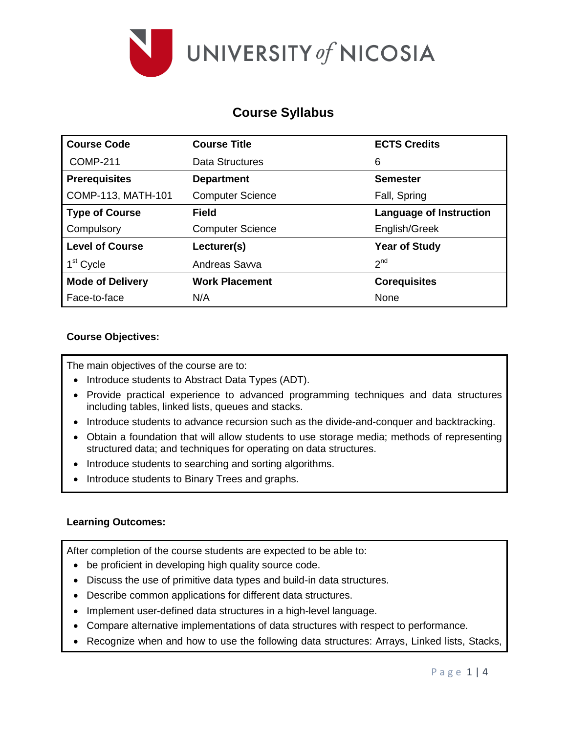UNIVERSITY *of* NICOSIA

# Course Syllabus

| Course Code | Course Title | ECTS Credits |
|---|---|---|
| COMP-211 | Data Structures | 6 |
| **Prerequisites** | **Department** | **Semester** |
| COMP-113, MATH-101 | Computer Science | Fall, Spring |
| **Type of Course** | **Field** | **Language of Instruction** |
| Compulsory | Computer Science | English/Greek |
| **Level of Course** | **Lecturer(s)** | **Year of Study** |
| 1st Cycle | Andreas Savva | 2nd |
| **Mode of Delivery** | **Work Placement** | **Corequisites** |
| Face-to-face | N/A | None |

**Course Objectives:**

The main objectives of the course are to:

- Introduce students to Abstract Data Types (ADT).
- Provide practical experience to advanced programming techniques and data structures including tables, linked lists, queues and stacks.
- Introduce students to advance recursion such as the divide-and-conquer and backtracking.
- Obtain a foundation that will allow students to use storage media; methods of representing structured data; and techniques for operating on data structures.
- Introduce students to searching and sorting algorithms.
- Introduce students to Binary Trees and graphs.

**Learning Outcomes:**

After completion of the course students are expected to be able to:

- be proficient in developing high quality source code.
- Discuss the use of primitive data types and build-in data structures.
- Describe common applications for different data structures.
- Implement user-defined data structures in a high-level language.
- Compare alternative implementations of data structures with respect to performance.
- Recognize when and how to use the following data structures: Arrays, Linked lists, Stacks,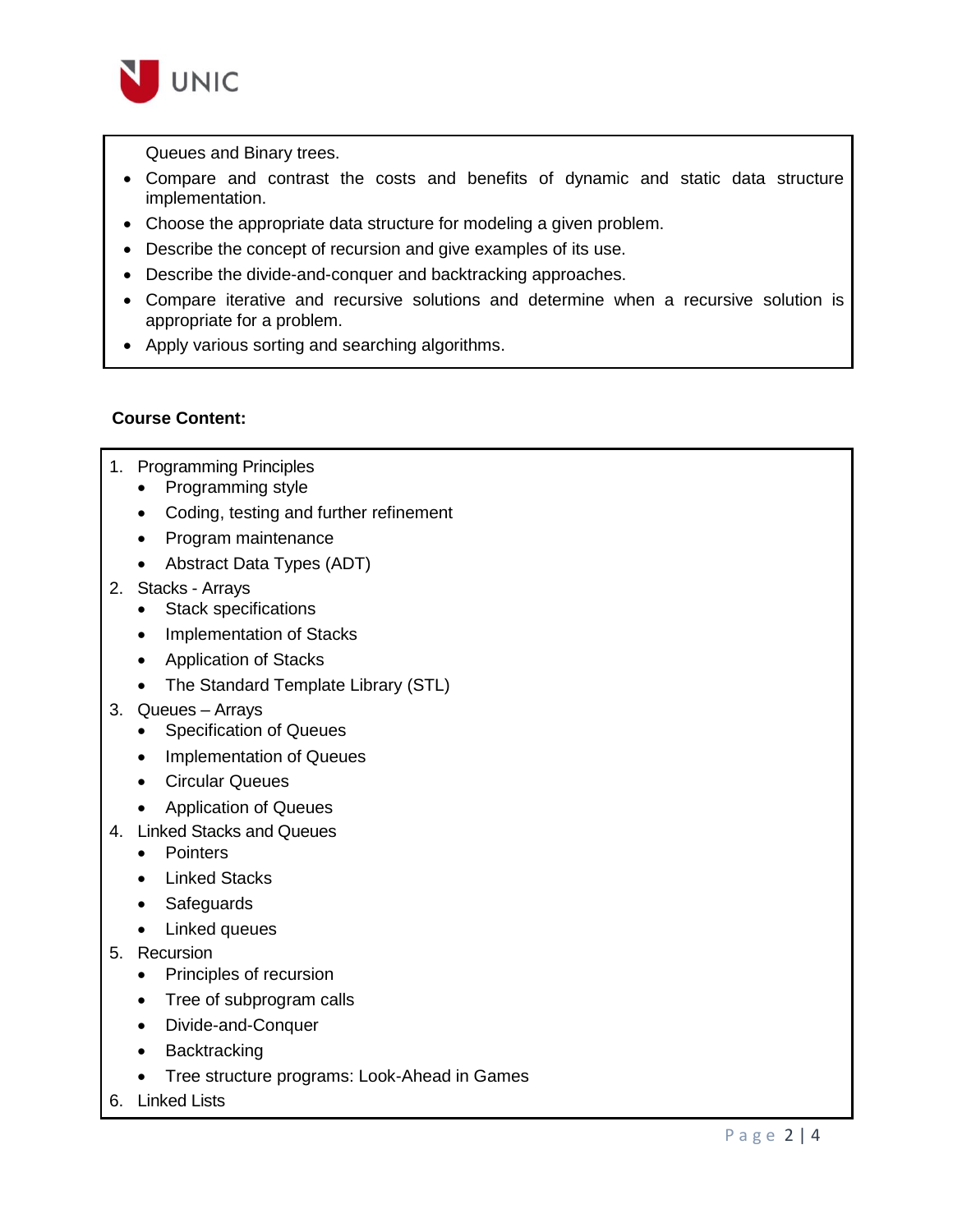Queues and Binary trees.

- Compare and contrast the costs and benefits of dynamic and static data structure implementation.
- Choose the appropriate data structure for modeling a given problem.
- Describe the concept of recursion and give examples of its use.
- Describe the divide-and-conquer and backtracking approaches.
- Compare iterative and recursive solutions and determine when a recursive solution is appropriate for a problem.
- Apply various sorting and searching algorithms.

**Course Content:**

1. Programming Principles
   - Programming style
   - Coding, testing and further refinement
   - Program maintenance
   - Abstract Data Types (ADT)
2. Stacks - Arrays
   - Stack specifications
   - Implementation of Stacks
   - Application of Stacks
   - The Standard Template Library (STL)
3. Queues – Arrays
   - Specification of Queues
   - Implementation of Queues
   - Circular Queues
   - Application of Queues
4. Linked Stacks and Queues
   - Pointers
   - Linked Stacks
   - Safeguards
   - Linked queues
5. Recursion
   - Principles of recursion
   - Tree of subprogram calls
   - Divide-and-Conquer
   - Backtracking
   - Tree structure programs: Look-Ahead in Games
6. Linked Lists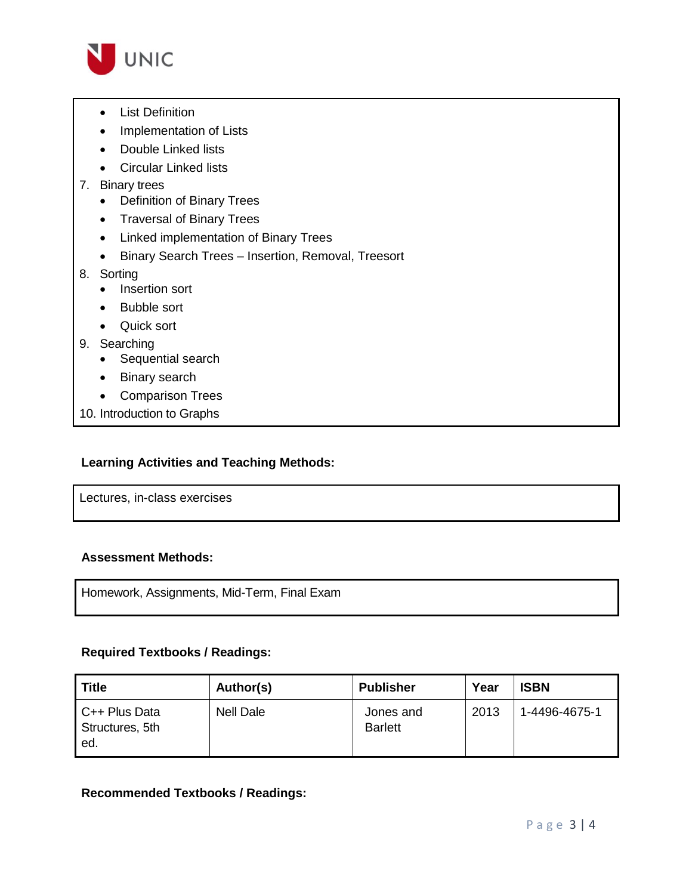- List Definition
- Implementation of Lists
- Double Linked lists
- Circular Linked lists

7. Binary trees
   - Definition of Binary Trees
   - Traversal of Binary Trees
   - Linked implementation of Binary Trees
   - Binary Search Trees – Insertion, Removal, Treesort
8. Sorting
   - Insertion sort
   - Bubble sort
   - Quick sort
9. Searching
   - Sequential search
   - Binary search
   - Comparison Trees
10. Introduction to Graphs

**Learning Activities and Teaching Methods:**

Lectures, in-class exercises

**Assessment Methods:**

Homework, Assignments, Mid-Term, Final Exam

**Required Textbooks / Readings:**

| Title | Author(s) | Publisher | Year | ISBN |
|---|---|---|---|---|
| C++ Plus Data Structures, 5th ed. | Nell Dale | Jones and Barlett | 2013 | 1-4496-4675-1 |

**Recommended Textbooks / Readings:**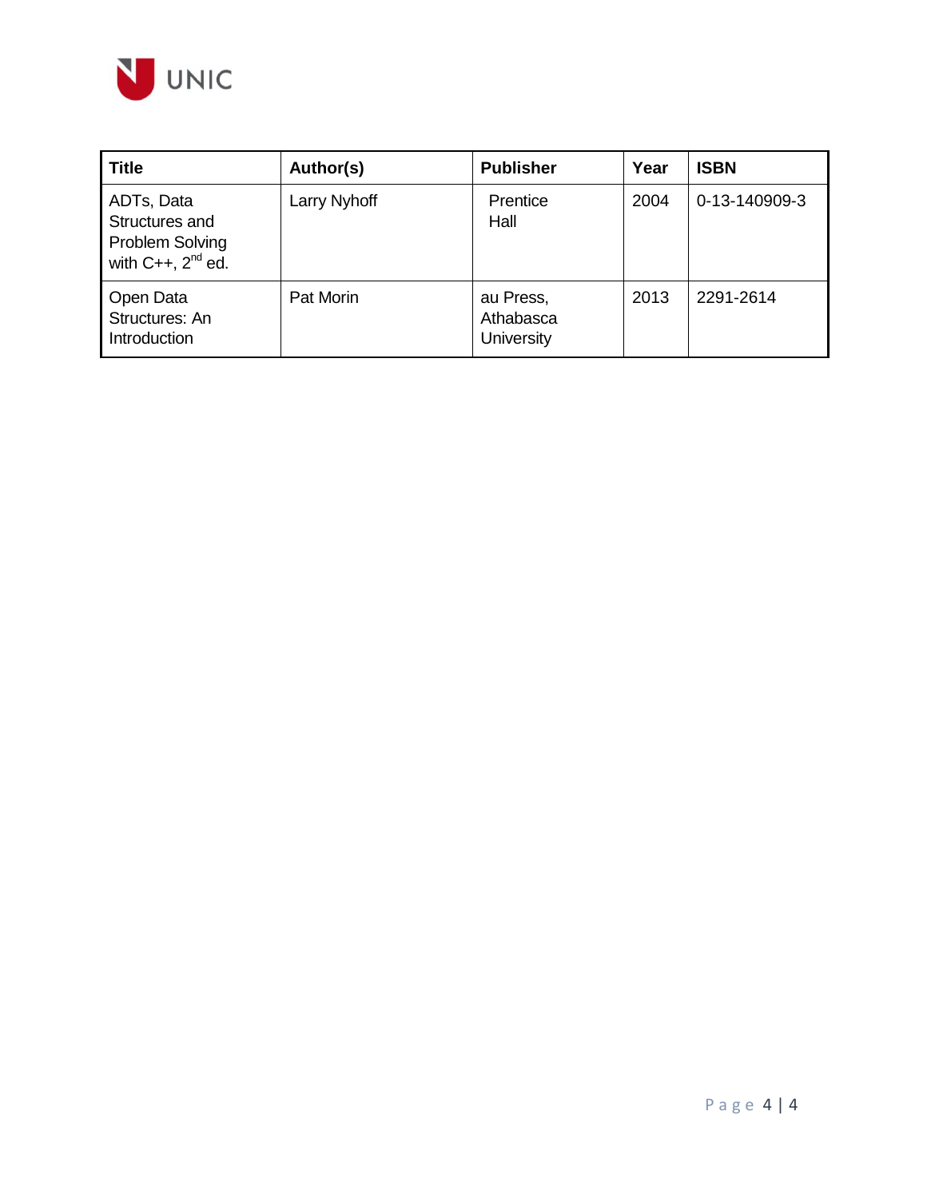| Title | Author(s) | Publisher | Year | ISBN |
|---|---|---|---|---|
| ADTs, Data Structures and Problem Solving with C++, 2nd ed. | Larry Nyhoff | Prentice Hall | 2004 | 0-13-140909-3 |
| Open Data Structures: An Introduction | Pat Morin | au Press, Athabasca University | 2013 | 2291-2614 |